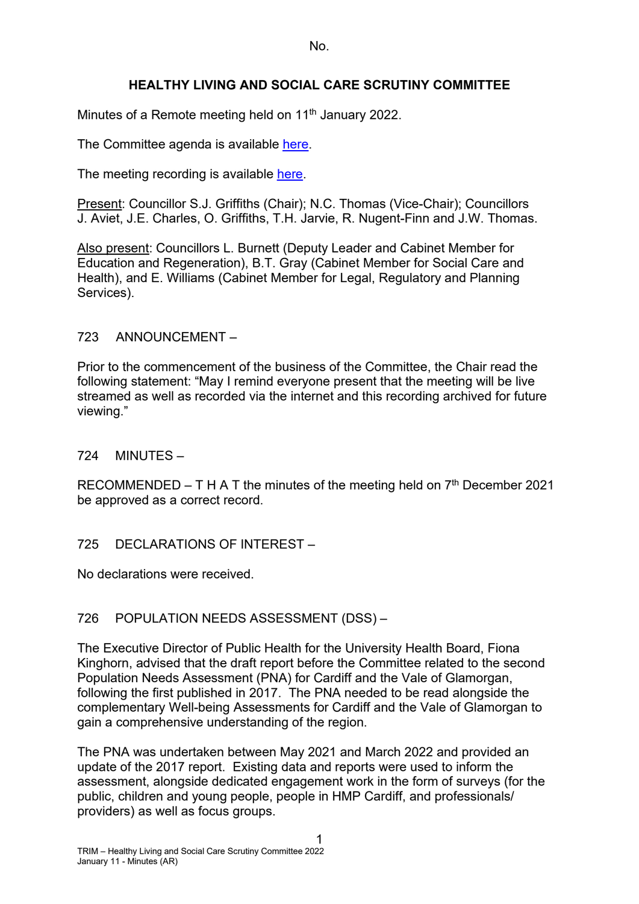No.

# HEALTHY LIVING AND SOCIAL CARE SCRUTINY COMMITTEE

Minutes of a Remote meeting held on 11th January 2022.

The Committee agenda is available here.

The meeting recording is available here.

Present: Councillor S.J. Griffiths (Chair); N.C. Thomas (Vice-Chair); Councillors J. Aviet, J.E. Charles, O. Griffiths, T.H. Jarvie, R. Nugent-Finn and J.W. Thomas.

Also present: Councillors L. Burnett (Deputy Leader and Cabinet Member for Education and Regeneration), B.T. Gray (Cabinet Member for Social Care and Health), and E. Williams (Cabinet Member for Legal, Regulatory and Planning Services).

## 723 ANNOUNCEMENT –

Prior to the commencement of the business of the Committee, the Chair read the following statement: "May I remind everyone present that the meeting will be live streamed as well as recorded via the internet and this recording archived for future viewing."

## 724 MINUTES –

RECOMMENDED – T H A T the minutes of the meeting held on 7th December 2021 be approved as a correct record.

## 725 DECLARATIONS OF INTEREST –

No declarations were received.

## 726 POPULATION NEEDS ASSESSMENT (DSS) –

The Executive Director of Public Health for the University Health Board, Fiona Kinghorn, advised that the draft report before the Committee related to the second Population Needs Assessment (PNA) for Cardiff and the Vale of Glamorgan, following the first published in 2017. The PNA needed to be read alongside the complementary Well-being Assessments for Cardiff and the Vale of Glamorgan to gain a comprehensive understanding of the region.

The PNA was undertaken between May 2021 and March 2022 and provided an update of the 2017 report. Existing data and reports were used to inform the assessment, alongside dedicated engagement work in the form of surveys (for the public, children and young people, people in HMP Cardiff, and professionals/ providers) as well as focus groups.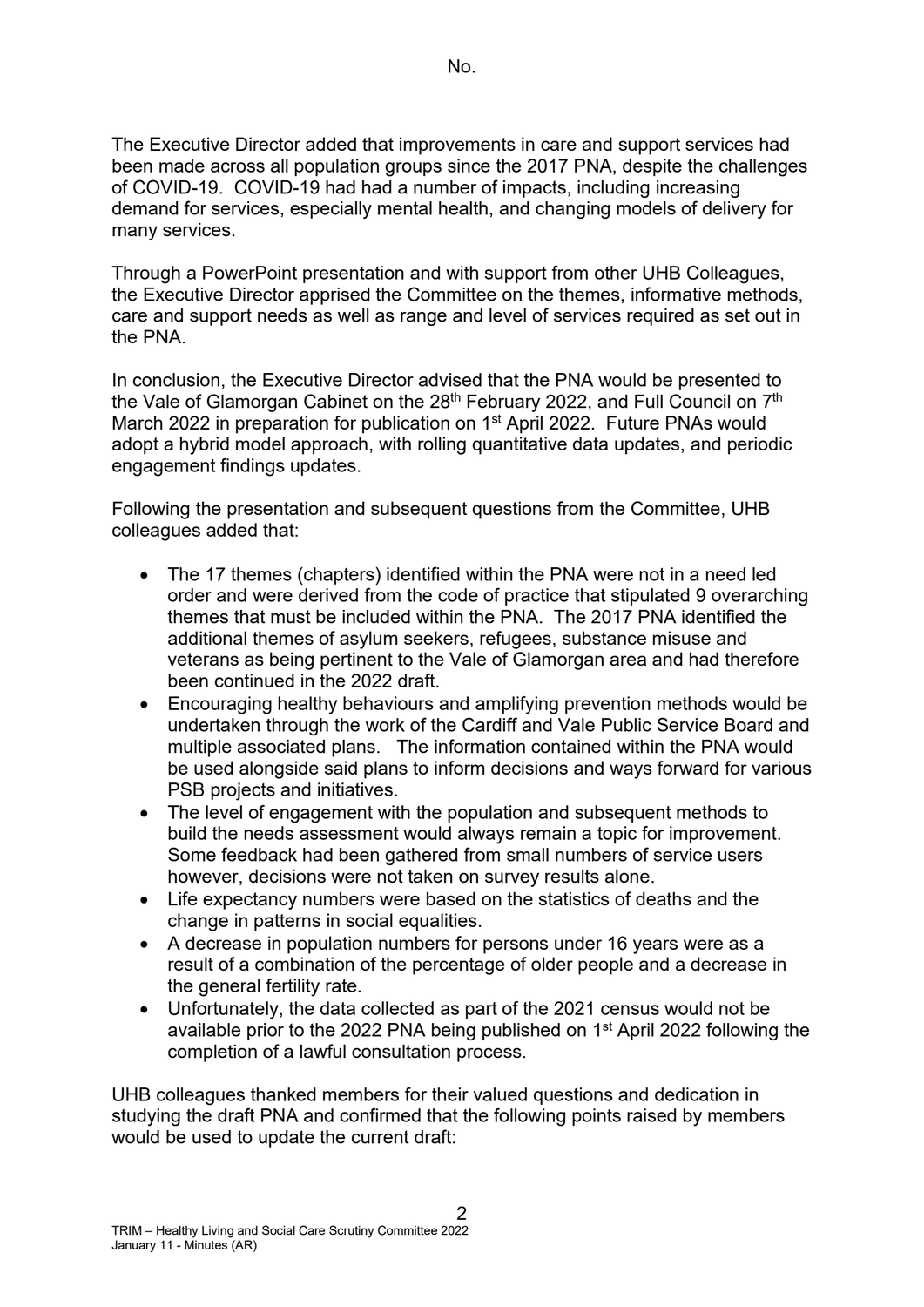The Executive Director added that improvements in care and support services had been made across all population groups since the 2017 PNA, despite the challenges of COVID-19. COVID-19 had had a number of impacts, including increasing demand for services, especially mental health, and changing models of delivery for many services.

Through a PowerPoint presentation and with support from other UHB Colleagues, the Executive Director apprised the Committee on the themes, informative methods, care and support needs as well as range and level of services required as set out in the PNA.

In conclusion, the Executive Director advised that the PNA would be presented to the Vale of Glamorgan Cabinet on the 28th February 2022, and Full Council on 7th March 2022 in preparation for publication on 1st April 2022. Future PNAs would adopt a hybrid model approach, with rolling quantitative data updates, and periodic engagement findings updates.

Following the presentation and subsequent questions from the Committee, UHB colleagues added that:

- The 17 themes (chapters) identified within the PNA were not in a need led order and were derived from the code of practice that stipulated 9 overarching themes that must be included within the PNA. The 2017 PNA identified the additional themes of asylum seekers, refugees, substance misuse and veterans as being pertinent to the Vale of Glamorgan area and had therefore been continued in the 2022 draft.
- Encouraging healthy behaviours and amplifying prevention methods would be undertaken through the work of the Cardiff and Vale Public Service Board and multiple associated plans. The information contained within the PNA would be used alongside said plans to inform decisions and ways forward for various PSB projects and initiatives.
- The level of engagement with the population and subsequent methods to build the needs assessment would always remain a topic for improvement. Some feedback had been gathered from small numbers of service users however, decisions were not taken on survey results alone.
- Life expectancy numbers were based on the statistics of deaths and the change in patterns in social equalities.
- A decrease in population numbers for persons under 16 years were as a result of a combination of the percentage of older people and a decrease in the general fertility rate.
- Unfortunately, the data collected as part of the 2021 census would not be available prior to the 2022 PNA being published on 1st April 2022 following the completion of a lawful consultation process.

UHB colleagues thanked members for their valued questions and dedication in studying the draft PNA and confirmed that the following points raised by members would be used to update the current draft: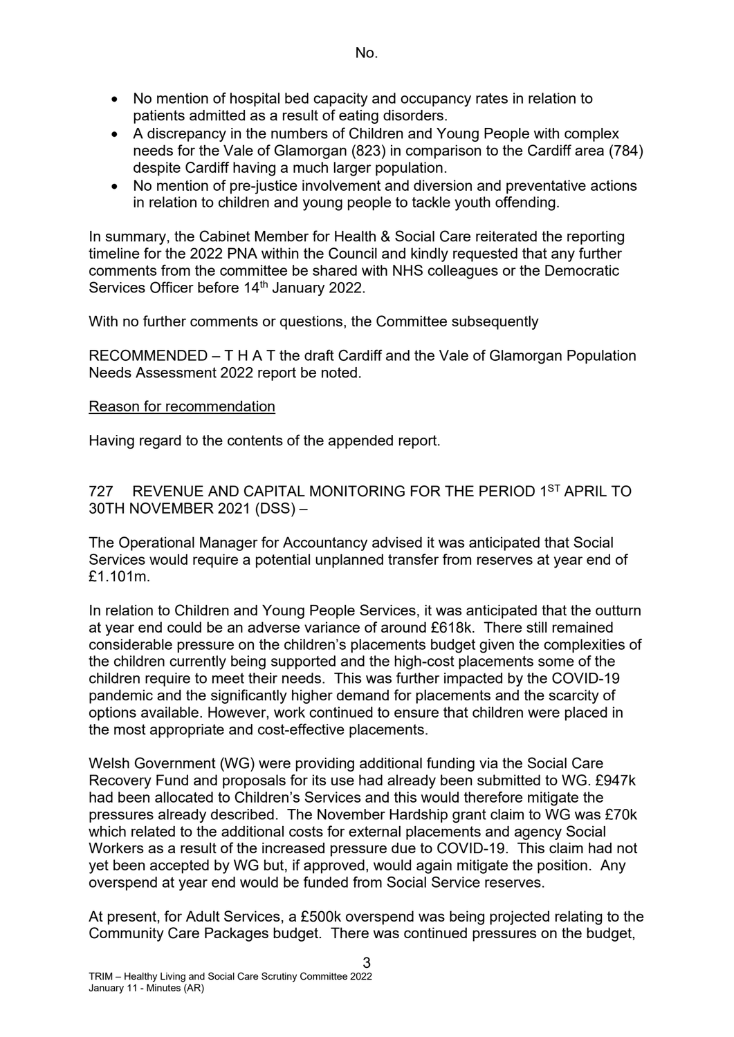- No mention of hospital bed capacity and occupancy rates in relation to patients admitted as a result of eating disorders.
- A discrepancy in the numbers of Children and Young People with complex needs for the Vale of Glamorgan (823) in comparison to the Cardiff area (784) despite Cardiff having a much larger population.
- No mention of pre-justice involvement and diversion and preventative actions in relation to children and young people to tackle youth offending.

In summary, the Cabinet Member for Health & Social Care reiterated the reporting timeline for the 2022 PNA within the Council and kindly requested that any further comments from the committee be shared with NHS colleagues or the Democratic Services Officer before 14th January 2022.

With no further comments or questions, the Committee subsequently

RECOMMENDED – T H A T the draft Cardiff and the Vale of Glamorgan Population Needs Assessment 2022 report be noted.

<u>Reason for recommendation</u>

Having regard to the contents of the appended report.

727 REVENUE AND CAPITAL MONITORING FOR THE PERIOD 1ST APRIL TO 30TH NOVEMBER 2021 (DSS) –

The Operational Manager for Accountancy advised it was anticipated that Social Services would require a potential unplanned transfer from reserves at year end of £1.101m.

In relation to Children and Young People Services, it was anticipated that the outturn at year end could be an adverse variance of around £618k. There still remained considerable pressure on the children's placements budget given the complexities of the children currently being supported and the high-cost placements some of the children require to meet their needs. This was further impacted by the COVID-19 pandemic and the significantly higher demand for placements and the scarcity of options available. However, work continued to ensure that children were placed in the most appropriate and cost-effective placements.

Welsh Government (WG) were providing additional funding via the Social Care Recovery Fund and proposals for its use had already been submitted to WG. £947k had been allocated to Children's Services and this would therefore mitigate the pressures already described. The November Hardship grant claim to WG was £70k which related to the additional costs for external placements and agency Social Workers as a result of the increased pressure due to COVID-19. This claim had not yet been accepted by WG but, if approved, would again mitigate the position. Any overspend at year end would be funded from Social Service reserves.

At present, for Adult Services, a £500k overspend was being projected relating to the Community Care Packages budget. There was continued pressures on the budget,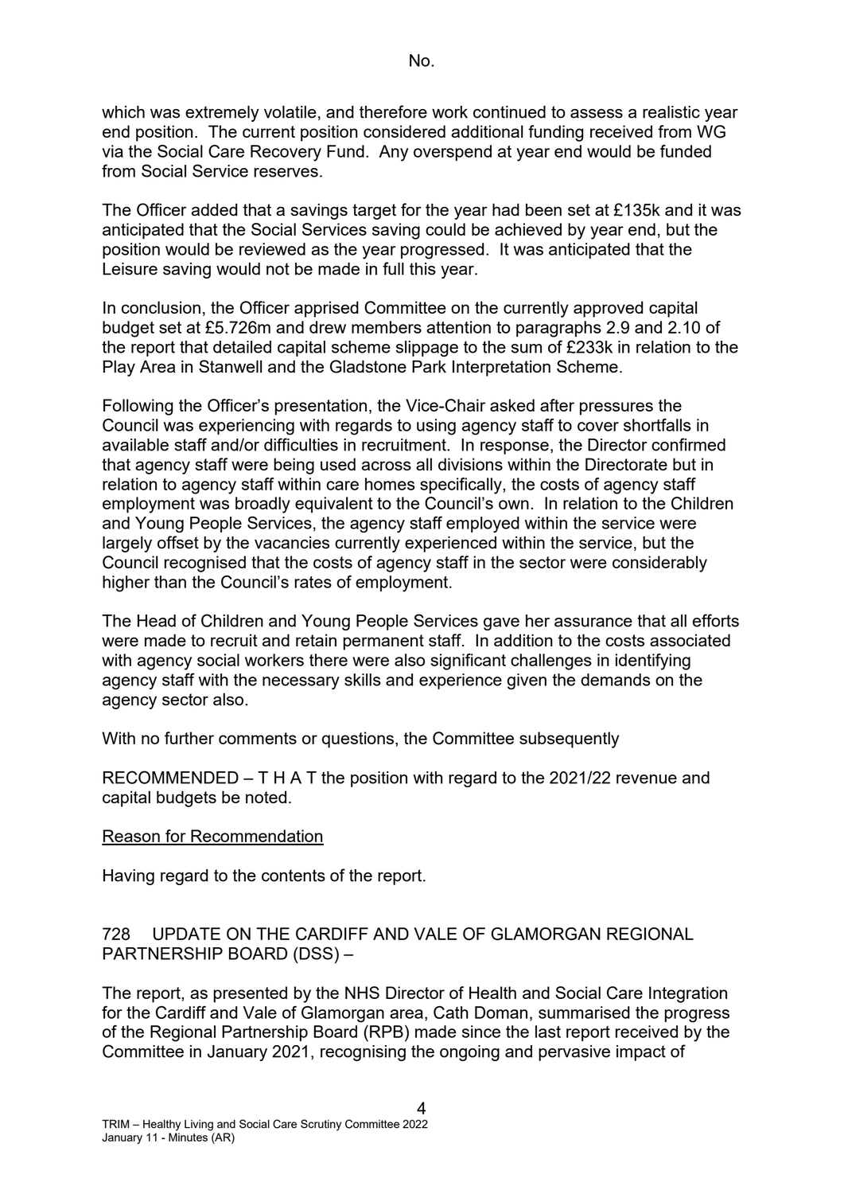which was extremely volatile, and therefore work continued to assess a realistic year end position. The current position considered additional funding received from WG via the Social Care Recovery Fund. Any overspend at year end would be funded from Social Service reserves.

The Officer added that a savings target for the year had been set at £135k and it was anticipated that the Social Services saving could be achieved by year end, but the position would be reviewed as the year progressed. It was anticipated that the Leisure saving would not be made in full this year.

In conclusion, the Officer apprised Committee on the currently approved capital budget set at £5.726m and drew members attention to paragraphs 2.9 and 2.10 of the report that detailed capital scheme slippage to the sum of £233k in relation to the Play Area in Stanwell and the Gladstone Park Interpretation Scheme.

Following the Officer's presentation, the Vice-Chair asked after pressures the Council was experiencing with regards to using agency staff to cover shortfalls in available staff and/or difficulties in recruitment. In response, the Director confirmed that agency staff were being used across all divisions within the Directorate but in relation to agency staff within care homes specifically, the costs of agency staff employment was broadly equivalent to the Council's own. In relation to the Children and Young People Services, the agency staff employed within the service were largely offset by the vacancies currently experienced within the service, but the Council recognised that the costs of agency staff in the sector were considerably higher than the Council's rates of employment.

The Head of Children and Young People Services gave her assurance that all efforts were made to recruit and retain permanent staff. In addition to the costs associated with agency social workers there were also significant challenges in identifying agency staff with the necessary skills and experience given the demands on the agency sector also.

With no further comments or questions, the Committee subsequently

RECOMMENDED – T H A T the position with regard to the 2021/22 revenue and capital budgets be noted.

<u>Reason for Recommendation</u>

Having regard to the contents of the report.

728 UPDATE ON THE CARDIFF AND VALE OF GLAMORGAN REGIONAL PARTNERSHIP BOARD (DSS) –

The report, as presented by the NHS Director of Health and Social Care Integration for the Cardiff and Vale of Glamorgan area, Cath Doman, summarised the progress of the Regional Partnership Board (RPB) made since the last report received by the Committee in January 2021, recognising the ongoing and pervasive impact of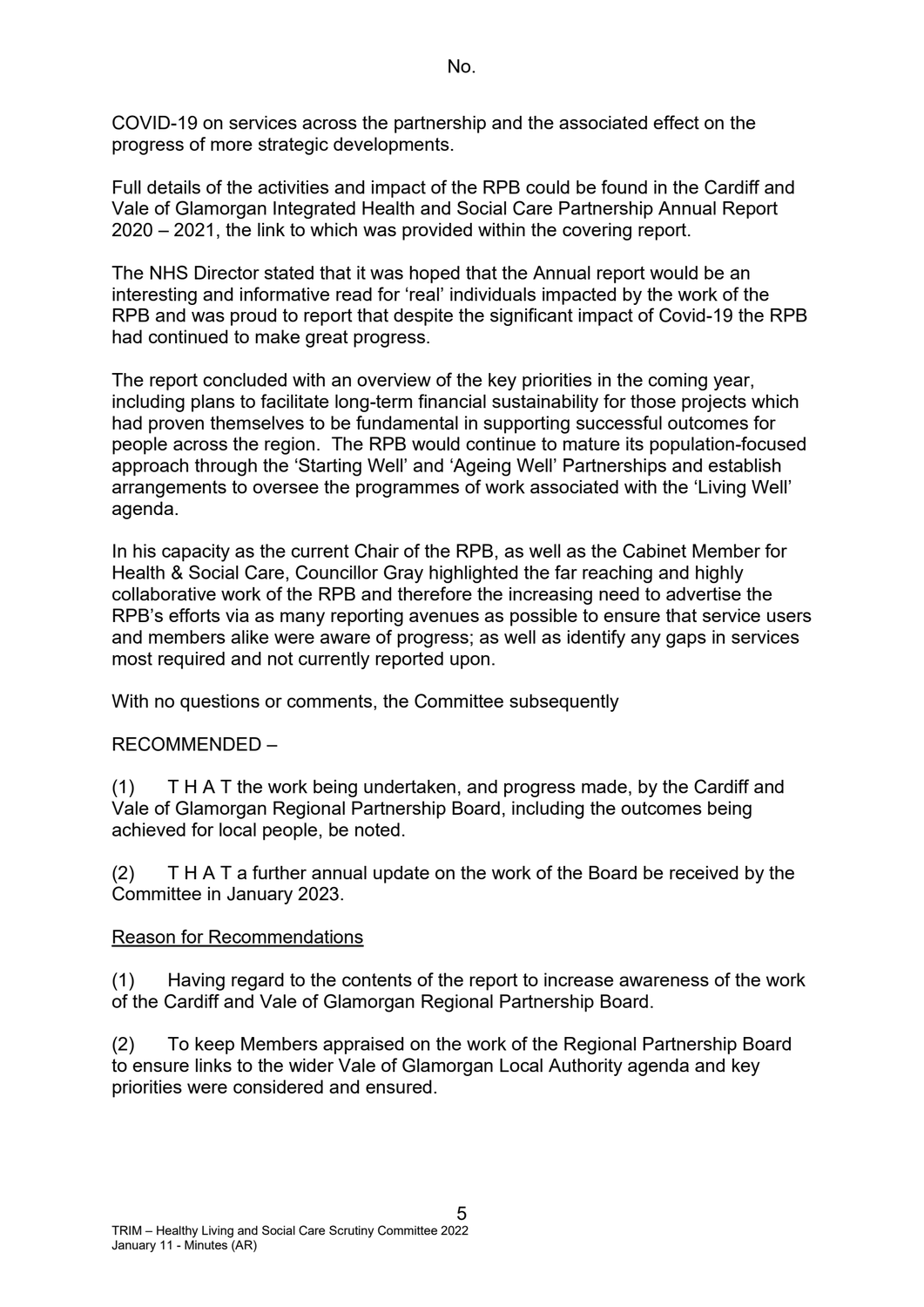COVID-19 on services across the partnership and the associated effect on the progress of more strategic developments.

Full details of the activities and impact of the RPB could be found in the Cardiff and Vale of Glamorgan Integrated Health and Social Care Partnership Annual Report 2020 – 2021, the link to which was provided within the covering report.

The NHS Director stated that it was hoped that the Annual report would be an interesting and informative read for 'real' individuals impacted by the work of the RPB and was proud to report that despite the significant impact of Covid-19 the RPB had continued to make great progress.

The report concluded with an overview of the key priorities in the coming year, including plans to facilitate long-term financial sustainability for those projects which had proven themselves to be fundamental in supporting successful outcomes for people across the region. The RPB would continue to mature its population-focused approach through the 'Starting Well' and 'Ageing Well' Partnerships and establish arrangements to oversee the programmes of work associated with the 'Living Well' agenda.

In his capacity as the current Chair of the RPB, as well as the Cabinet Member for Health & Social Care, Councillor Gray highlighted the far reaching and highly collaborative work of the RPB and therefore the increasing need to advertise the RPB's efforts via as many reporting avenues as possible to ensure that service users and members alike were aware of progress; as well as identify any gaps in services most required and not currently reported upon.

With no questions or comments, the Committee subsequently

RECOMMENDED –

(1) T H A T the work being undertaken, and progress made, by the Cardiff and Vale of Glamorgan Regional Partnership Board, including the outcomes being achieved for local people, be noted.

(2) T H A T a further annual update on the work of the Board be received by the Committee in January 2023.

Reason for Recommendations

(1) Having regard to the contents of the report to increase awareness of the work of the Cardiff and Vale of Glamorgan Regional Partnership Board.

(2) To keep Members appraised on the work of the Regional Partnership Board to ensure links to the wider Vale of Glamorgan Local Authority agenda and key priorities were considered and ensured.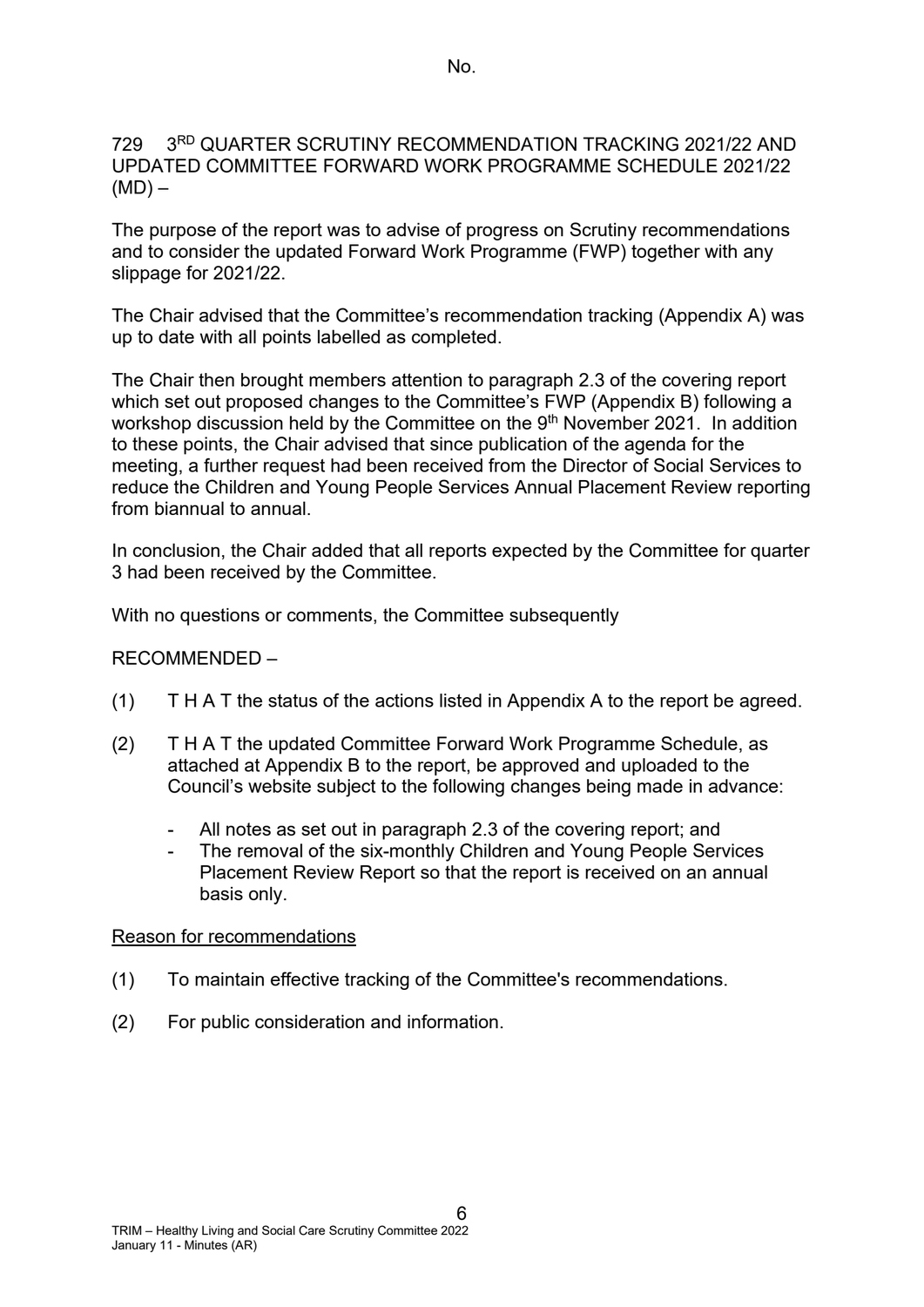729 3[RD] QUARTER SCRUTINY RECOMMENDATION TRACKING 2021/22 AND UPDATED COMMITTEE FORWARD WORK PROGRAMME SCHEDULE 2021/22 (MD) –

The purpose of the report was to advise of progress on Scrutiny recommendations and to consider the updated Forward Work Programme (FWP) together with any slippage for 2021/22.

The Chair advised that the Committee's recommendation tracking (Appendix A) was up to date with all points labelled as completed.

The Chair then brought members attention to paragraph 2.3 of the covering report which set out proposed changes to the Committee's FWP (Appendix B) following a workshop discussion held by the Committee on the 9[th] November 2021. In addition to these points, the Chair advised that since publication of the agenda for the meeting, a further request had been received from the Director of Social Services to reduce the Children and Young People Services Annual Placement Review reporting from biannual to annual.

In conclusion, the Chair added that all reports expected by the Committee for quarter 3 had been received by the Committee.

With no questions or comments, the Committee subsequently

RECOMMENDED –

(1) T H A T the status of the actions listed in Appendix A to the report be agreed.

(2) T H A T the updated Committee Forward Work Programme Schedule, as attached at Appendix B to the report, be approved and uploaded to the Council's website subject to the following changes being made in advance:

- All notes as set out in paragraph 2.3 of the covering report; and
- The removal of the six-monthly Children and Young People Services Placement Review Report so that the report is received on an annual basis only.

Reason for recommendations

(1) To maintain effective tracking of the Committee's recommendations.

(2) For public consideration and information.